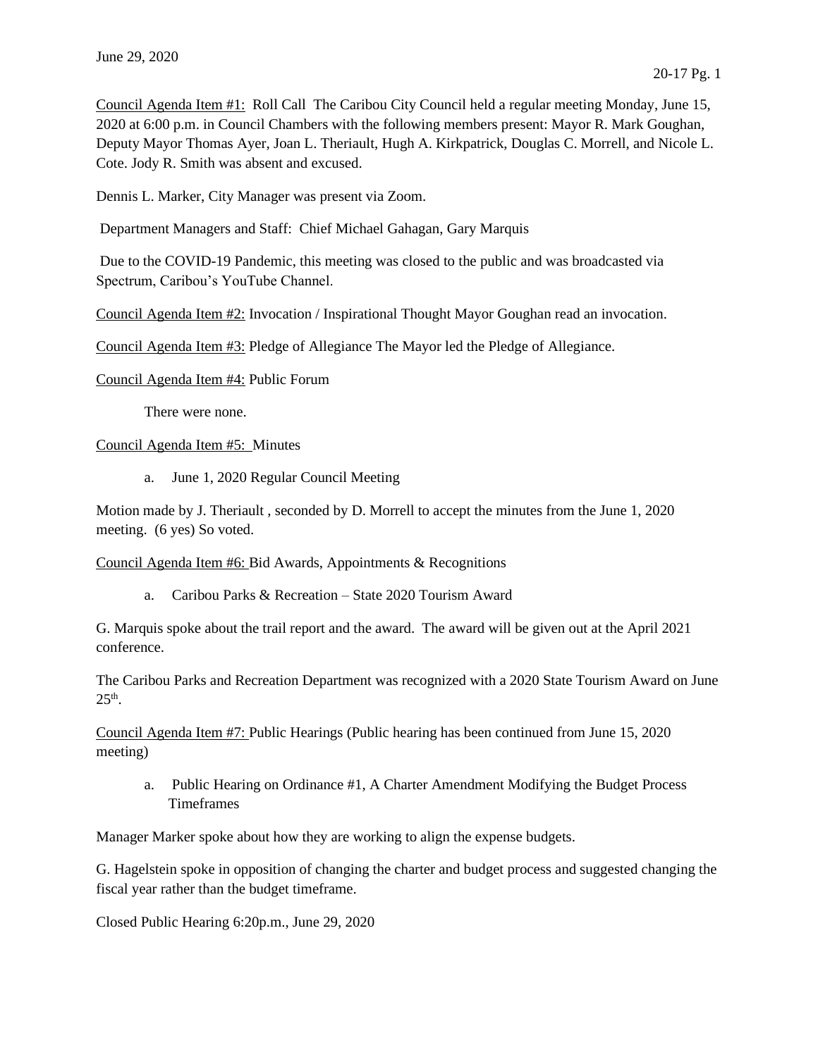June 29, 2020

Council Agenda Item #1: Roll Call The Caribou City Council held a regular meeting Monday, June 15, 2020 at 6:00 p.m. in Council Chambers with the following members present: Mayor R. Mark Goughan, Deputy Mayor Thomas Ayer, Joan L. Theriault, Hugh A. Kirkpatrick, Douglas C. Morrell, and Nicole L. Cote. Jody R. Smith was absent and excused.

Dennis L. Marker, City Manager was present via Zoom.

Department Managers and Staff: Chief Michael Gahagan, Gary Marquis

Due to the COVID-19 Pandemic, this meeting was closed to the public and was broadcasted via Spectrum, Caribou's YouTube Channel.

Council Agenda Item #2: Invocation / Inspirational Thought Mayor Goughan read an invocation.

Council Agenda Item #3: Pledge of Allegiance The Mayor led the Pledge of Allegiance.

Council Agenda Item #4: Public Forum

There were none.

Council Agenda Item #5: Minutes

a. June 1, 2020 Regular Council Meeting

Motion made by J. Theriault , seconded by D. Morrell to accept the minutes from the June 1, 2020 meeting. (6 yes) So voted.

Council Agenda Item #6: Bid Awards, Appointments & Recognitions

a. Caribou Parks & Recreation – State 2020 Tourism Award

G. Marquis spoke about the trail report and the award. The award will be given out at the April 2021 conference.

The Caribou Parks and Recreation Department was recognized with a 2020 State Tourism Award on June 25th.

Council Agenda Item #7: Public Hearings (Public hearing has been continued from June 15, 2020 meeting)

a. Public Hearing on Ordinance #1, A Charter Amendment Modifying the Budget Process Timeframes

Manager Marker spoke about how they are working to align the expense budgets.

G. Hagelstein spoke in opposition of changing the charter and budget process and suggested changing the fiscal year rather than the budget timeframe.

Closed Public Hearing 6:20p.m., June 29, 2020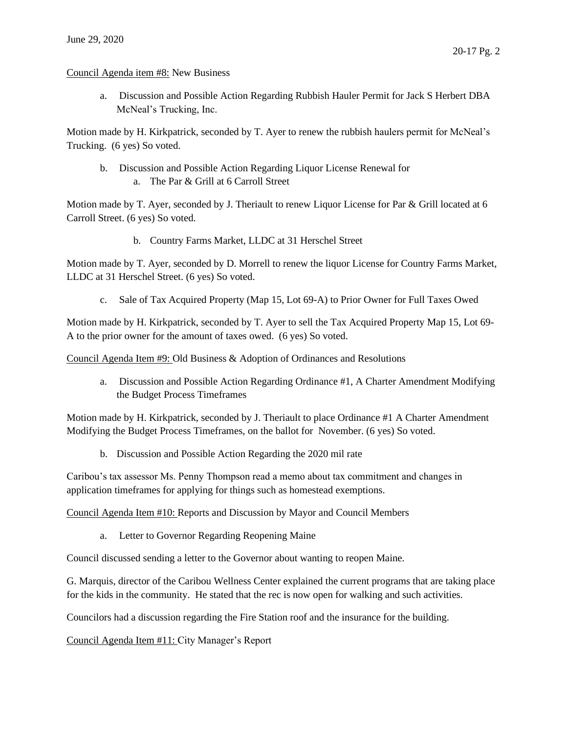Council Agenda item #8: New Business

a. Discussion and Possible Action Regarding Rubbish Hauler Permit for Jack S Herbert DBA McNeal's Trucking, Inc.

Motion made by H. Kirkpatrick, seconded by T. Ayer to renew the rubbish haulers permit for McNeal's Trucking. (6 yes) So voted.

b. Discussion and Possible Action Regarding Liquor License Renewal for
   a. The Par & Grill at 6 Carroll Street

Motion made by T. Ayer, seconded by J. Theriault to renew Liquor License for Par & Grill located at 6 Carroll Street. (6 yes) So voted.

   b. Country Farms Market, LLDC at 31 Herschel Street

Motion made by T. Ayer, seconded by D. Morrell to renew the liquor License for Country Farms Market, LLDC at 31 Herschel Street. (6 yes) So voted.

c. Sale of Tax Acquired Property (Map 15, Lot 69-A) to Prior Owner for Full Taxes Owed

Motion made by H. Kirkpatrick, seconded by T. Ayer to sell the Tax Acquired Property Map 15, Lot 69-A to the prior owner for the amount of taxes owed. (6 yes) So voted.

Council Agenda Item #9: Old Business & Adoption of Ordinances and Resolutions

a. Discussion and Possible Action Regarding Ordinance #1, A Charter Amendment Modifying the Budget Process Timeframes

Motion made by H. Kirkpatrick, seconded by J. Theriault to place Ordinance #1 A Charter Amendment Modifying the Budget Process Timeframes, on the ballot for November. (6 yes) So voted.

b. Discussion and Possible Action Regarding the 2020 mil rate

Caribou's tax assessor Ms. Penny Thompson read a memo about tax commitment and changes in application timeframes for applying for things such as homestead exemptions.

Council Agenda Item #10: Reports and Discussion by Mayor and Council Members

a. Letter to Governor Regarding Reopening Maine

Council discussed sending a letter to the Governor about wanting to reopen Maine.

G. Marquis, director of the Caribou Wellness Center explained the current programs that are taking place for the kids in the community. He stated that the rec is now open for walking and such activities.

Councilors had a discussion regarding the Fire Station roof and the insurance for the building.

Council Agenda Item #11: City Manager's Report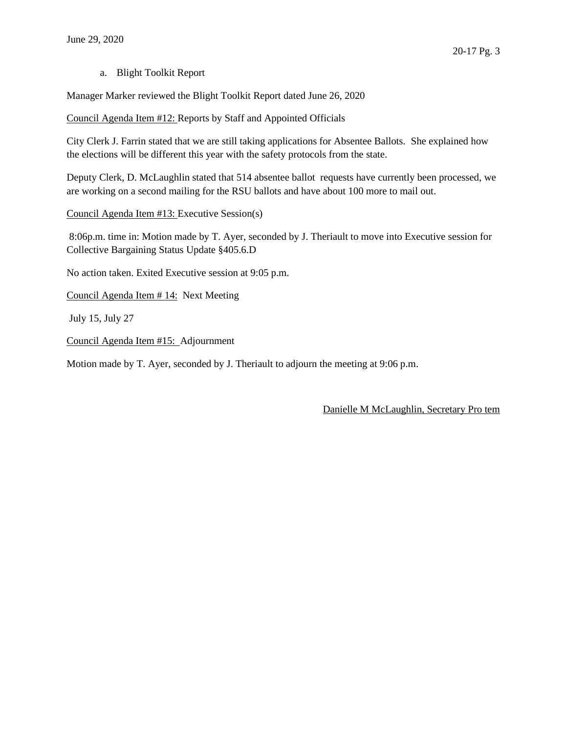a. Blight Toolkit Report

Manager Marker reviewed the Blight Toolkit Report dated June 26, 2020

Council Agenda Item #12: Reports by Staff and Appointed Officials

City Clerk J. Farrin stated that we are still taking applications for Absentee Ballots. She explained how the elections will be different this year with the safety protocols from the state.

Deputy Clerk, D. McLaughlin stated that 514 absentee ballot requests have currently been processed, we are working on a second mailing for the RSU ballots and have about 100 more to mail out.

Council Agenda Item #13: Executive Session(s)

8:06p.m. time in: Motion made by T. Ayer, seconded by J. Theriault to move into Executive session for Collective Bargaining Status Update §405.6.D

No action taken. Exited Executive session at 9:05 p.m.

Council Agenda Item # 14: Next Meeting

July 15, July 27

Council Agenda Item #15: Adjournment

Motion made by T. Ayer, seconded by J. Theriault to adjourn the meeting at 9:06 p.m.

Danielle M McLaughlin, Secretary Pro tem